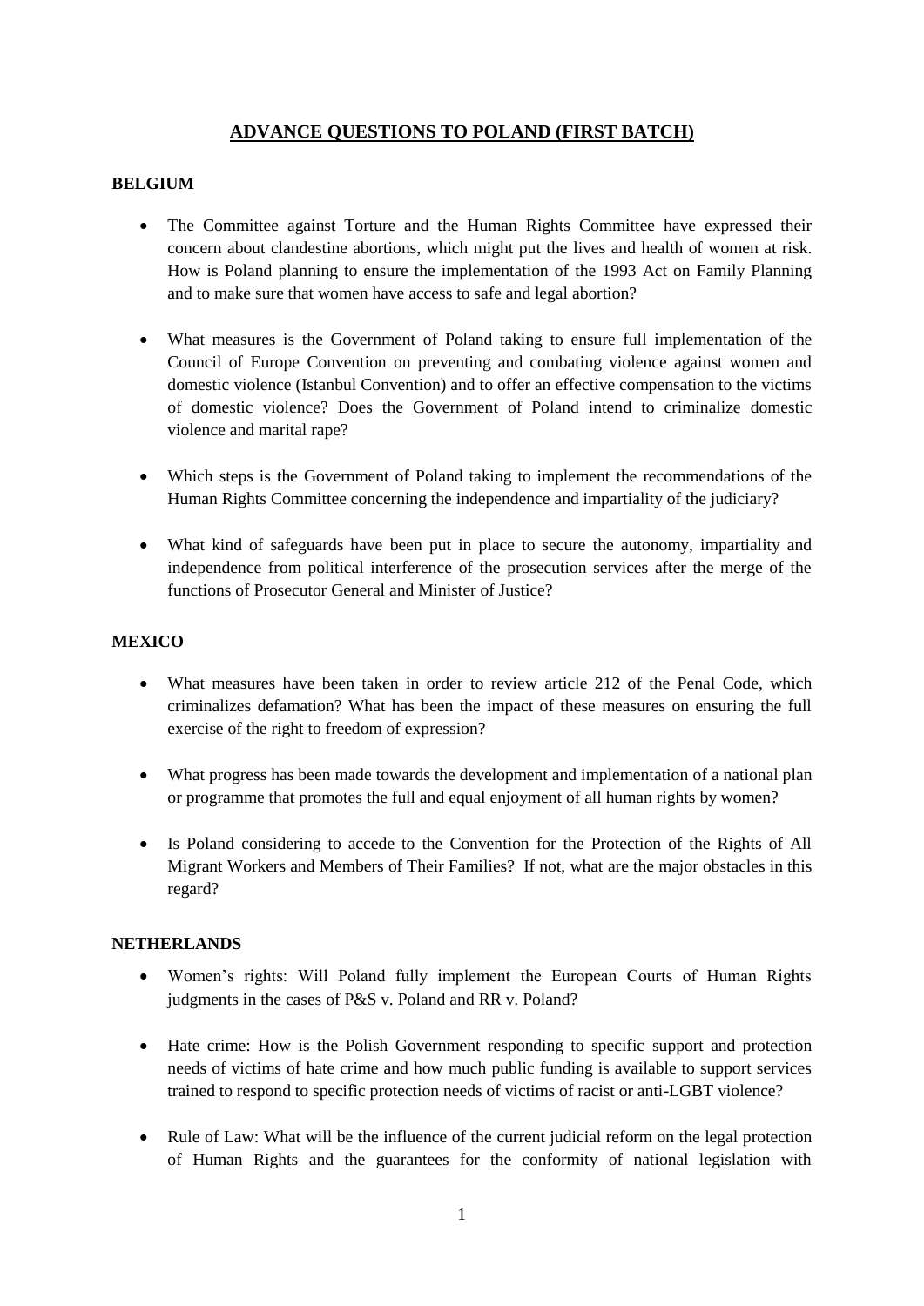# ADVANCE QUESTIONS TO POLAND (FIRST BATCH)

**BELGIUM**

- The Committee against Torture and the Human Rights Committee have expressed their concern about clandestine abortions, which might put the lives and health of women at risk. How is Poland planning to ensure the implementation of the 1993 Act on Family Planning and to make sure that women have access to safe and legal abortion?

- What measures is the Government of Poland taking to ensure full implementation of the Council of Europe Convention on preventing and combating violence against women and domestic violence (Istanbul Convention) and to offer an effective compensation to the victims of domestic violence? Does the Government of Poland intend to criminalize domestic violence and marital rape?

- Which steps is the Government of Poland taking to implement the recommendations of the Human Rights Committee concerning the independence and impartiality of the judiciary?

- What kind of safeguards have been put in place to secure the autonomy, impartiality and independence from political interference of the prosecution services after the merge of the functions of Prosecutor General and Minister of Justice?

**MEXICO**

- What measures have been taken in order to review article 212 of the Penal Code, which criminalizes defamation? What has been the impact of these measures on ensuring the full exercise of the right to freedom of expression?

- What progress has been made towards the development and implementation of a national plan or programme that promotes the full and equal enjoyment of all human rights by women?

- Is Poland considering to accede to the Convention for the Protection of the Rights of All Migrant Workers and Members of Their Families? If not, what are the major obstacles in this regard?

**NETHERLANDS**

- Women's rights: Will Poland fully implement the European Courts of Human Rights judgments in the cases of P&S v. Poland and RR v. Poland?

- Hate crime: How is the Polish Government responding to specific support and protection needs of victims of hate crime and how much public funding is available to support services trained to respond to specific protection needs of victims of racist or anti-LGBT violence?

- Rule of Law: What will be the influence of the current judicial reform on the legal protection of Human Rights and the guarantees for the conformity of national legislation with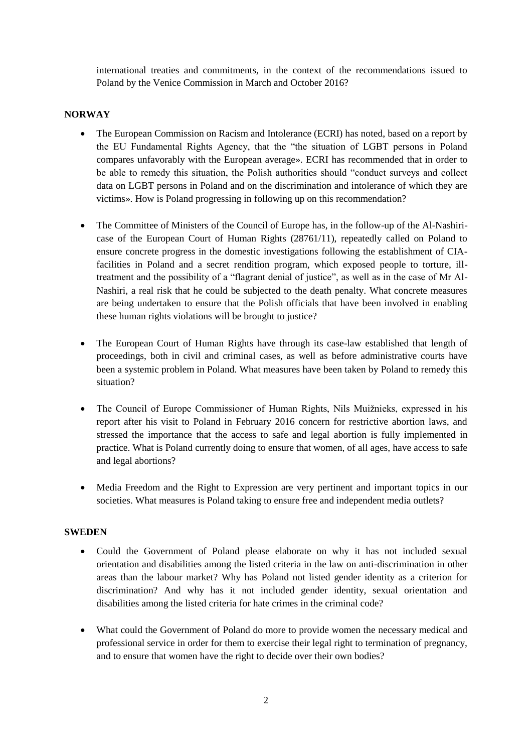international treaties and commitments, in the context of the recommendations issued to Poland by the Venice Commission in March and October 2016?

**NORWAY**

- The European Commission on Racism and Intolerance (ECRI) has noted, based on a report by the EU Fundamental Rights Agency, that the "the situation of LGBT persons in Poland compares unfavorably with the European average». ECRI has recommended that in order to be able to remedy this situation, the Polish authorities should "conduct surveys and collect data on LGBT persons in Poland and on the discrimination and intolerance of which they are victims». How is Poland progressing in following up on this recommendation?

- The Committee of Ministers of the Council of Europe has, in the follow-up of the Al-Nashiri-case of the European Court of Human Rights (28761/11), repeatedly called on Poland to ensure concrete progress in the domestic investigations following the establishment of CIA-facilities in Poland and a secret rendition program, which exposed people to torture, ill-treatment and the possibility of a "flagrant denial of justice", as well as in the case of Mr Al-Nashiri, a real risk that he could be subjected to the death penalty. What concrete measures are being undertaken to ensure that the Polish officials that have been involved in enabling these human rights violations will be brought to justice?

- The European Court of Human Rights have through its case-law established that length of proceedings, both in civil and criminal cases, as well as before administrative courts have been a systemic problem in Poland. What measures have been taken by Poland to remedy this situation?

- The Council of Europe Commissioner of Human Rights, Nils Muižnieks, expressed in his report after his visit to Poland in February 2016 concern for restrictive abortion laws, and stressed the importance that the access to safe and legal abortion is fully implemented in practice. What is Poland currently doing to ensure that women, of all ages, have access to safe and legal abortions?

- Media Freedom and the Right to Expression are very pertinent and important topics in our societies. What measures is Poland taking to ensure free and independent media outlets?

**SWEDEN**

- Could the Government of Poland please elaborate on why it has not included sexual orientation and disabilities among the listed criteria in the law on anti-discrimination in other areas than the labour market? Why has Poland not listed gender identity as a criterion for discrimination? And why has it not included gender identity, sexual orientation and disabilities among the listed criteria for hate crimes in the criminal code?

- What could the Government of Poland do more to provide women the necessary medical and professional service in order for them to exercise their legal right to termination of pregnancy, and to ensure that women have the right to decide over their own bodies?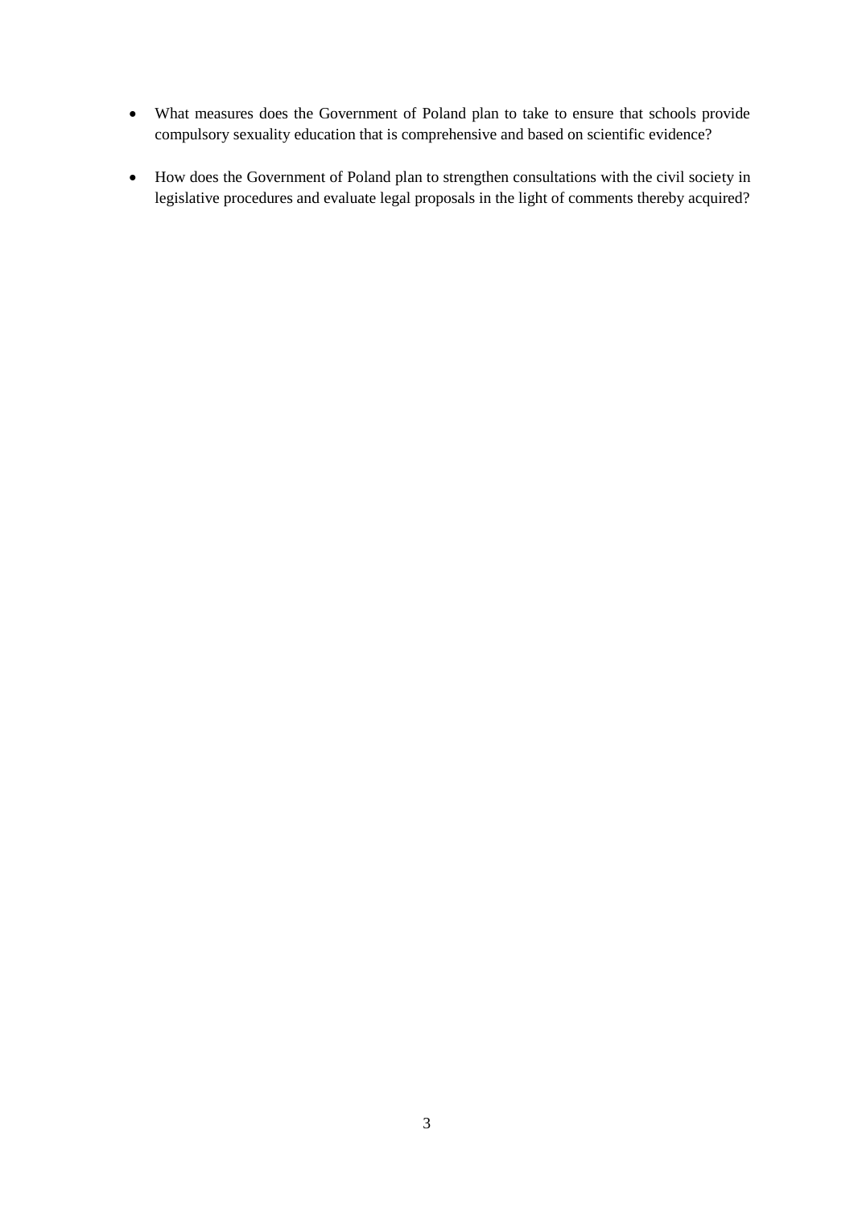- What measures does the Government of Poland plan to take to ensure that schools provide compulsory sexuality education that is comprehensive and based on scientific evidence?

- How does the Government of Poland plan to strengthen consultations with the civil society in legislative procedures and evaluate legal proposals in the light of comments thereby acquired?